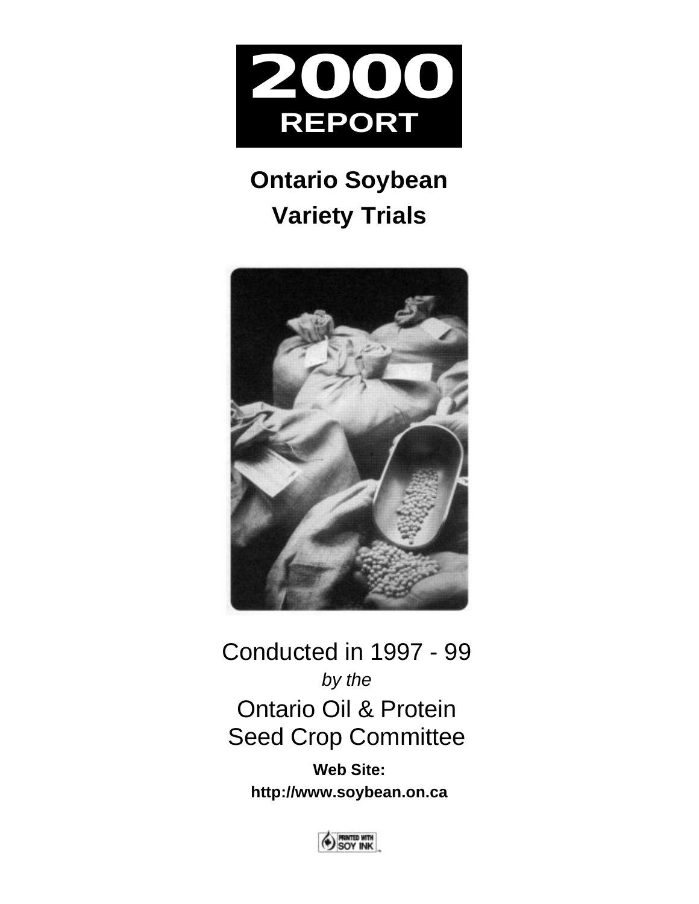# 2000 REPORT

## Ontario Soybean Variety Trials

Conducted in 1997 - 99

*by the*

Ontario Oil & Protein Seed Crop Committee

**Web Site:**
**http://www.soybean.on.ca**

PRINTED WITH SOY INK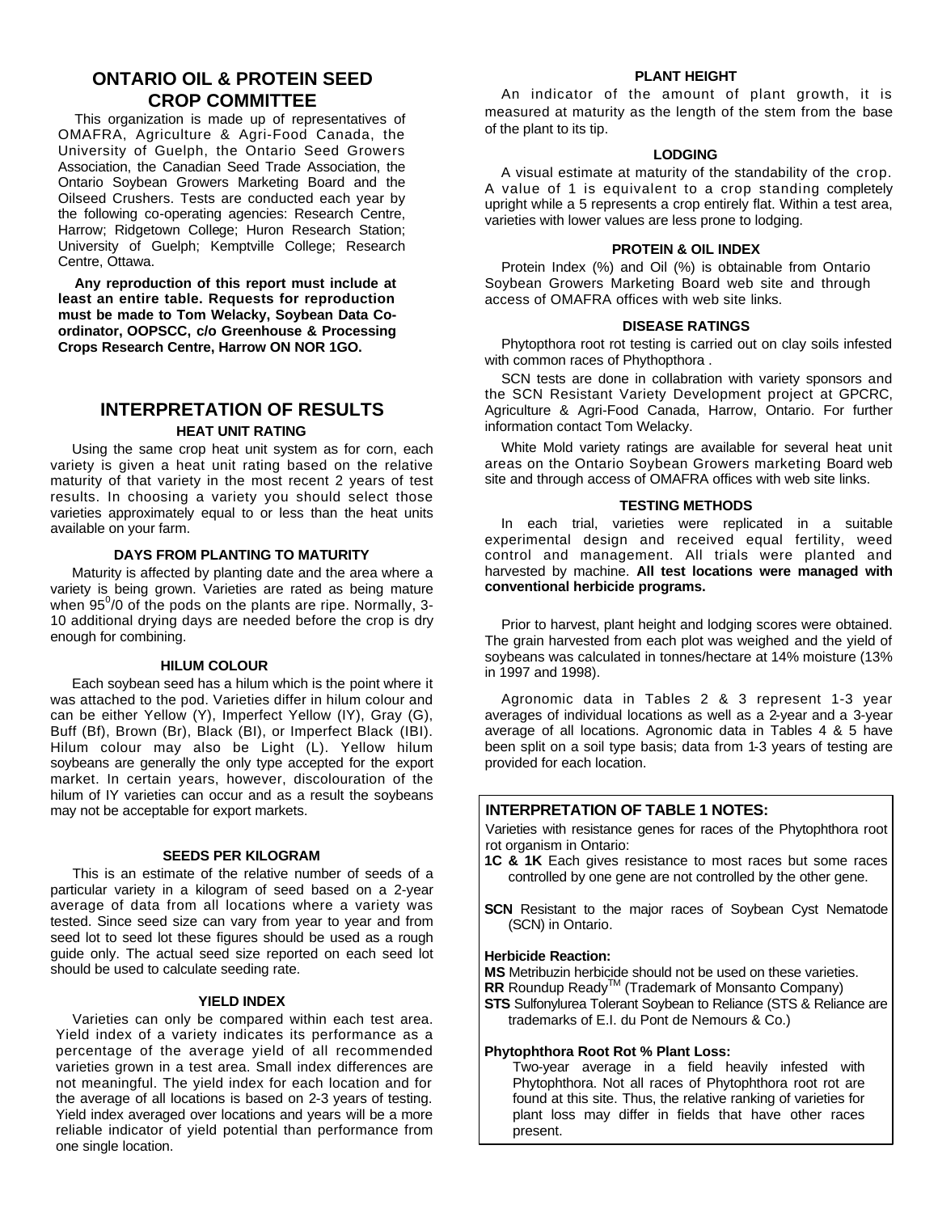## ONTARIO OIL & PROTEIN SEED CROP COMMITTEE

This organization is made up of representatives of OMAFRA, Agriculture & Agri-Food Canada, the University of Guelph, the Ontario Seed Growers Association, the Canadian Seed Trade Association, the Ontario Soybean Growers Marketing Board and the Oilseed Crushers. Tests are conducted each year by the following co-operating agencies: Research Centre, Harrow; Ridgetown College; Huron Research Station; University of Guelph; Kemptville College; Research Centre, Ottawa.

**Any reproduction of this report must include at least an entire table. Requests for reproduction must be made to Tom Welacky, Soybean Data Co-ordinator, OOPSCC, c/o Greenhouse & Processing Crops Research Centre, Harrow ON NOR 1GO.**

## INTERPRETATION OF RESULTS

### HEAT UNIT RATING

Using the same crop heat unit system as for corn, each variety is given a heat unit rating based on the relative maturity of that variety in the most recent 2 years of test results. In choosing a variety you should select those varieties approximately equal to or less than the heat units available on your farm.

### DAYS FROM PLANTING TO MATURITY

Maturity is affected by planting date and the area where a variety is being grown. Varieties are rated as being mature when 95⁰/0 of the pods on the plants are ripe. Normally, 3-10 additional drying days are needed before the crop is dry enough for combining.

### HILUM COLOUR

Each soybean seed has a hilum which is the point where it was attached to the pod. Varieties differ in hilum colour and can be either Yellow (Y), Imperfect Yellow (IY), Gray (G), Buff (Bf), Brown (Br), Black (BI), or Imperfect Black (IBI). Hilum colour may also be Light (L). Yellow hilum soybeans are generally the only type accepted for the export market. In certain years, however, discolouration of the hilum of IY varieties can occur and as a result the soybeans may not be acceptable for export markets.

### SEEDS PER KILOGRAM

This is an estimate of the relative number of seeds of a particular variety in a kilogram of seed based on a 2-year average of data from all locations where a variety was tested. Since seed size can vary from year to year and from seed lot to seed lot these figures should be used as a rough guide only. The actual seed size reported on each seed lot should be used to calculate seeding rate.

### YIELD INDEX

Varieties can only be compared within each test area. Yield index of a variety indicates its performance as a percentage of the average yield of all recommended varieties grown in a test area. Small index differences are not meaningful. The yield index for each location and for the average of all locations is based on 2-3 years of testing. Yield index averaged over locations and years will be a more reliable indicator of yield potential than performance from one single location.

### PLANT HEIGHT

An indicator of the amount of plant growth, it is measured at maturity as the length of the stem from the base of the plant to its tip.

### LODGING

A visual estimate at maturity of the standability of the crop. A value of 1 is equivalent to a crop standing completely upright while a 5 represents a crop entirely flat. Within a test area, varieties with lower values are less prone to lodging.

### PROTEIN & OIL INDEX

Protein Index (%) and Oil (%) is obtainable from Ontario Soybean Growers Marketing Board web site and through access of OMAFRA offices with web site links.

### DISEASE RATINGS

Phytopthora root rot testing is carried out on clay soils infested with common races of Phythopthora .

SCN tests are done in collabration with variety sponsors and the SCN Resistant Variety Development project at GPCRC, Agriculture & Agri-Food Canada, Harrow, Ontario. For further information contact Tom Welacky.

White Mold variety ratings are available for several heat unit areas on the Ontario Soybean Growers marketing Board web site and through access of OMAFRA offices with web site links.

### TESTING METHODS

In each trial, varieties were replicated in a suitable experimental design and received equal fertility, weed control and management. All trials were planted and harvested by machine. **All test locations were managed with conventional herbicide programs.**

Prior to harvest, plant height and lodging scores were obtained. The grain harvested from each plot was weighed and the yield of soybeans was calculated in tonnes/hectare at 14% moisture (13% in 1997 and 1998).

Agronomic data in Tables 2 & 3 represent 1-3 year averages of individual locations as well as a 2-year and a 3-year average of all locations. Agronomic data in Tables 4 & 5 have been split on a soil type basis; data from 1-3 years of testing are provided for each location.

### INTERPRETATION OF TABLE 1 NOTES:

Varieties with resistance genes for races of the Phytophthora root rot organism in Ontario:

**1C & 1K** Each gives resistance to most races but some races controlled by one gene are not controlled by the other gene.

**SCN** Resistant to the major races of Soybean Cyst Nematode (SCN) in Ontario.

**Herbicide Reaction:**

**MS** Metribuzin herbicide should not be used on these varieties.
**RR** Roundup Ready™ (Trademark of Monsanto Company)
**STS** Sulfonylurea Tolerant Soybean to Reliance (STS & Reliance are trademarks of E.I. du Pont de Nemours & Co.)

**Phytophthora Root Rot % Plant Loss:**

Two-year average in a field heavily infested with Phytophthora. Not all races of Phytophthora root rot are found at this site. Thus, the relative ranking of varieties for plant loss may differ in fields that have other races present.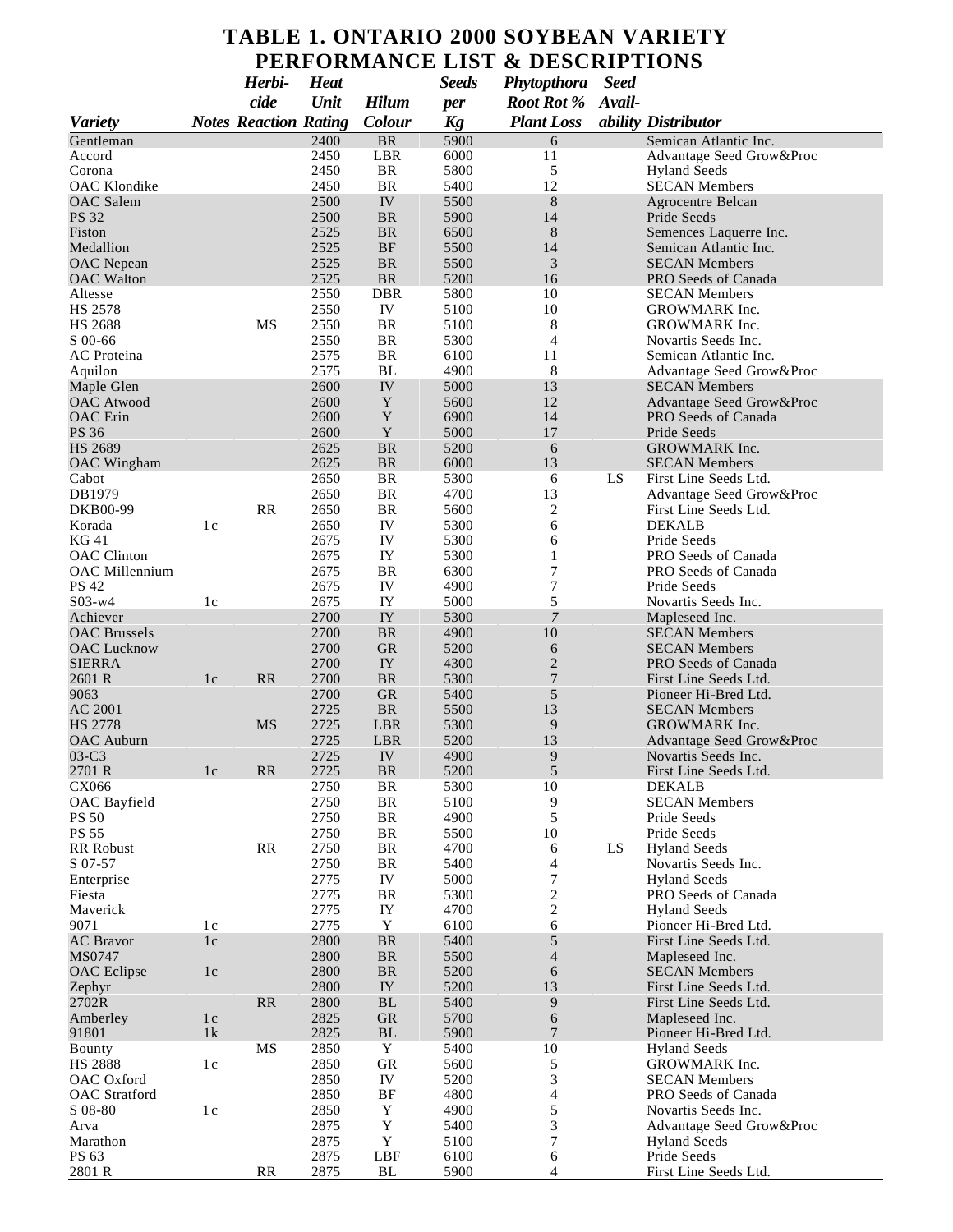# TABLE 1. ONTARIO 2000 SOYBEAN VARIETY PERFORMANCE LIST & DESCRIPTIONS

| *Variety* | *Notes* | *Herbi-cide Reaction* | *Heat Unit Rating* | *Hilum Colour* | *Seeds per Kg* | *Phytopthora Root Rot % Plant Loss* | *Seed Avail-ability* | *Distributor* |
|---|---|---|---|---|---|---|---|---|
| Gentleman | | | 2400 | BR | 5900 | 6 | | Semican Atlantic Inc. |
| Accord | | | 2450 | LBR | 6000 | 11 | | Advantage Seed Grow&Proc |
| Corona | | | 2450 | BR | 5800 | 5 | | Hyland Seeds |
| OAC Klondike | | | 2450 | BR | 5400 | 12 | | SECAN Members |
| OAC Salem | | | 2500 | IV | 5500 | 8 | | Agrocentre Belcan |
| PS 32 | | | 2500 | BR | 5900 | 14 | | Pride Seeds |
| Fiston | | | 2525 | BR | 6500 | 8 | | Semences Laquerre Inc. |
| Medallion | | | 2525 | BF | 5500 | 14 | | Semican Atlantic Inc. |
| OAC Nepean | | | 2525 | BR | 5500 | 3 | | SECAN Members |
| OAC Walton | | | 2525 | BR | 5200 | 16 | | PRO Seeds of Canada |
| Altesse | | | 2550 | DBR | 5800 | 10 | | SECAN Members |
| HS 2578 | | | 2550 | IV | 5100 | 10 | | GROWMARK Inc. |
| HS 2688 | | MS | 2550 | BR | 5100 | 8 | | GROWMARK Inc. |
| S 00-66 | | | 2550 | BR | 5300 | 4 | | Novartis Seeds Inc. |
| AC Proteina | | | 2575 | BR | 6100 | 11 | | Semican Atlantic Inc. |
| Aquilon | | | 2575 | BL | 4900 | 8 | | Advantage Seed Grow&Proc |
| Maple Glen | | | 2600 | IV | 5000 | 13 | | SECAN Members |
| OAC Atwood | | | 2600 | Y | 5600 | 12 | | Advantage Seed Grow&Proc |
| OAC Erin | | | 2600 | Y | 6900 | 14 | | PRO Seeds of Canada |
| PS 36 | | | 2600 | Y | 5000 | 17 | | Pride Seeds |
| HS 2689 | | | 2625 | BR | 5200 | 6 | | GROWMARK Inc. |
| OAC Wingham | | | 2625 | BR | 6000 | 13 | | SECAN Members |
| Cabot | | | 2650 | BR | 5300 | 6 | LS | First Line Seeds Ltd. |
| DB1979 | | | 2650 | BR | 4700 | 13 | | Advantage Seed Grow&Proc |
| DKB00-99 | | RR | 2650 | BR | 5600 | 2 | | First Line Seeds Ltd. |
| Korada | 1c | | 2650 | IV | 5300 | 6 | | DEKALB |
| KG 41 | | | 2675 | IV | 5300 | 6 | | Pride Seeds |
| OAC Clinton | | | 2675 | IY | 5300 | 1 | | PRO Seeds of Canada |
| OAC Millennium | | | 2675 | BR | 6300 | 7 | | PRO Seeds of Canada |
| PS 42 | | | 2675 | IV | 4900 | 7 | | Pride Seeds |
| S03-w4 | 1c | | 2675 | IY | 5000 | 5 | | Novartis Seeds Inc. |
| Achiever | | | 2700 | IY | 5300 | *7* | | Mapleseed Inc. |
| OAC Brussels | | | 2700 | BR | 4900 | 10 | | SECAN Members |
| OAC Lucknow | | | 2700 | GR | 5200 | 6 | | SECAN Members |
| SIERRA | | | 2700 | IY | 4300 | 2 | | PRO Seeds of Canada |
| 2601 R | 1c | RR | 2700 | BR | 5300 | 7 | | First Line Seeds Ltd. |
| 9063 | | | 2700 | GR | 5400 | 5 | | Pioneer Hi-Bred Ltd. |
| AC 2001 | | | 2725 | BR | 5500 | 13 | | SECAN Members |
| HS 2778 | | MS | 2725 | LBR | 5300 | 9 | | GROWMARK Inc. |
| OAC Auburn | | | 2725 | LBR | 5200 | 13 | | Advantage Seed Grow&Proc |
| 03-C3 | | | 2725 | IV | 4900 | 9 | | Novartis Seeds Inc. |
| 2701 R | 1c | RR | 2725 | BR | 5200 | 5 | | First Line Seeds Ltd. |
| CX066 | | | 2750 | BR | 5300 | 10 | | DEKALB |
| OAC Bayfield | | | 2750 | BR | 5100 | 9 | | SECAN Members |
| PS 50 | | | 2750 | BR | 4900 | 5 | | Pride Seeds |
| PS 55 | | | 2750 | BR | 5500 | 10 | | Pride Seeds |
| RR Robust | | RR | 2750 | BR | 4700 | 6 | LS | Hyland Seeds |
| S 07-57 | | | 2750 | BR | 5400 | 4 | | Novartis Seeds Inc. |
| Enterprise | | | 2775 | IV | 5000 | 7 | | Hyland Seeds |
| Fiesta | | | 2775 | BR | 5300 | 2 | | PRO Seeds of Canada |
| Maverick | | | 2775 | IY | 4700 | 2 | | Hyland Seeds |
| 9071 | 1c | | 2775 | Y | 6100 | 6 | | Pioneer Hi-Bred Ltd. |
| AC Bravor | 1c | | 2800 | BR | 5400 | 5 | | First Line Seeds Ltd. |
| MS0747 | | | 2800 | BR | 5500 | 4 | | Mapleseed Inc. |
| OAC Eclipse | 1c | | 2800 | BR | 5200 | 6 | | SECAN Members |
| Zephyr | | | 2800 | IY | 5200 | 13 | | First Line Seeds Ltd. |
| 2702R | | RR | 2800 | BL | 5400 | 9 | | First Line Seeds Ltd. |
| Amberley | 1c | | 2825 | GR | 5700 | 6 | | Mapleseed Inc. |
| 91801 | 1k | | 2825 | BL | 5900 | 7 | | Pioneer Hi-Bred Ltd. |
| Bounty | | MS | 2850 | Y | 5400 | 10 | | Hyland Seeds |
| HS 2888 | 1c | | 2850 | GR | 5600 | 5 | | GROWMARK Inc. |
| OAC Oxford | | | 2850 | IV | 5200 | 3 | | SECAN Members |
| OAC Stratford | | | 2850 | BF | 4800 | 4 | | PRO Seeds of Canada |
| S 08-80 | 1c | | 2850 | Y | 4900 | 5 | | Novartis Seeds Inc. |
| Arva | | | 2875 | Y | 5400 | 3 | | Advantage Seed Grow&Proc |
| Marathon | | | 2875 | Y | 5100 | 7 | | Hyland Seeds |
| PS 63 | | | 2875 | LBF | 6100 | 6 | | Pride Seeds |
| 2801 R | | RR | 2875 | BL | 5900 | 4 | | First Line Seeds Ltd. |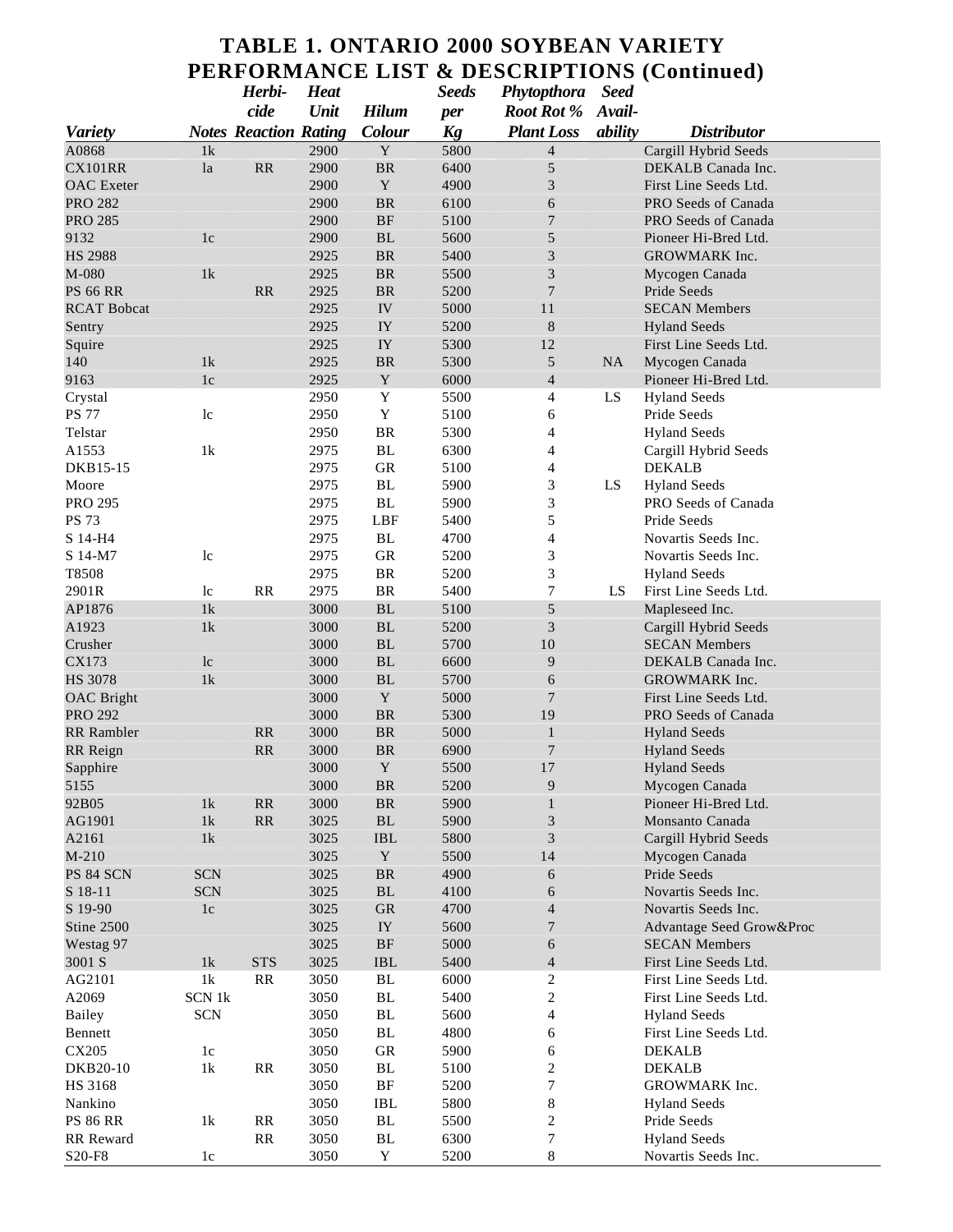# TABLE 1. ONTARIO 2000 SOYBEAN VARIETY PERFORMANCE LIST & DESCRIPTIONS (Continued)

| *Variety* | *Notes* | *Herbicide Reaction* | *Heat Unit Rating* | *Hilum Colour* | *Seeds per Kg* | *Phytopthora Root Rot % Plant Loss* | *Seed Availability* | *Distributor* |
|---|---|---|---|---|---|---|---|---|
| A0868 | 1k | | 2900 | Y | 5800 | 4 | | Cargill Hybrid Seeds |
| CX101RR | la | RR | 2900 | BR | 6400 | 5 | | DEKALB Canada Inc. |
| OAC Exeter | | | 2900 | Y | 4900 | 3 | | First Line Seeds Ltd. |
| PRO 282 | | | 2900 | BR | 6100 | 6 | | PRO Seeds of Canada |
| PRO 285 | | | 2900 | BF | 5100 | 7 | | PRO Seeds of Canada |
| 9132 | 1c | | 2900 | BL | 5600 | 5 | | Pioneer Hi-Bred Ltd. |
| HS 2988 | | | 2925 | BR | 5400 | 3 | | GROWMARK Inc. |
| M-080 | 1k | | 2925 | BR | 5500 | 3 | | Mycogen Canada |
| PS 66 RR | | RR | 2925 | BR | 5200 | 7 | | Pride Seeds |
| RCAT Bobcat | | | 2925 | IV | 5000 | 11 | | SECAN Members |
| Sentry | | | 2925 | IY | 5200 | 8 | | Hyland Seeds |
| Squire | | | 2925 | IY | 5300 | 12 | | First Line Seeds Ltd. |
| 140 | 1k | | 2925 | BR | 5300 | 5 | NA | Mycogen Canada |
| 9163 | 1c | | 2925 | Y | 6000 | 4 | | Pioneer Hi-Bred Ltd. |
| Crystal | | | 2950 | Y | 5500 | 4 | LS | Hyland Seeds |
| PS 77 | lc | | 2950 | Y | 5100 | 6 | | Pride Seeds |
| Telstar | | | 2950 | BR | 5300 | 4 | | Hyland Seeds |
| A1553 | 1k | | 2975 | BL | 6300 | 4 | | Cargill Hybrid Seeds |
| DKB15-15 | | | 2975 | GR | 5100 | 4 | | DEKALB |
| Moore | | | 2975 | BL | 5900 | 3 | LS | Hyland Seeds |
| PRO 295 | | | 2975 | BL | 5900 | 3 | | PRO Seeds of Canada |
| PS 73 | | | 2975 | LBF | 5400 | 5 | | Pride Seeds |
| S 14-H4 | | | 2975 | BL | 4700 | 4 | | Novartis Seeds Inc. |
| S 14-M7 | lc | | 2975 | GR | 5200 | 3 | | Novartis Seeds Inc. |
| T8508 | | | 2975 | BR | 5200 | 3 | | Hyland Seeds |
| 2901R | lc | RR | 2975 | BR | 5400 | 7 | LS | First Line Seeds Ltd. |
| AP1876 | 1k | | 3000 | BL | 5100 | 5 | | Mapleseed Inc. |
| A1923 | 1k | | 3000 | BL | 5200 | 3 | | Cargill Hybrid Seeds |
| Crusher | | | 3000 | BL | 5700 | 10 | | SECAN Members |
| CX173 | lc | | 3000 | BL | 6600 | 9 | | DEKALB Canada Inc. |
| HS 3078 | 1k | | 3000 | BL | 5700 | 6 | | GROWMARK Inc. |
| OAC Bright | | | 3000 | Y | 5000 | 7 | | First Line Seeds Ltd. |
| PRO 292 | | | 3000 | BR | 5300 | 19 | | PRO Seeds of Canada |
| RR Rambler | | RR | 3000 | BR | 5000 | 1 | | Hyland Seeds |
| RR Reign | | RR | 3000 | BR | 6900 | 7 | | Hyland Seeds |
| Sapphire | | | 3000 | Y | 5500 | 17 | | Hyland Seeds |
| 5155 | | | 3000 | BR | 5200 | 9 | | Mycogen Canada |
| 92B05 | 1k | RR | 3000 | BR | 5900 | 1 | | Pioneer Hi-Bred Ltd. |
| AG1901 | 1k | RR | 3025 | BL | 5900 | 3 | | Monsanto Canada |
| A2161 | 1k | | 3025 | IBL | 5800 | 3 | | Cargill Hybrid Seeds |
| M-210 | | | 3025 | Y | 5500 | 14 | | Mycogen Canada |
| PS 84 SCN | SCN | | 3025 | BR | 4900 | 6 | | Pride Seeds |
| S 18-11 | SCN | | 3025 | BL | 4100 | 6 | | Novartis Seeds Inc. |
| S 19-90 | 1c | | 3025 | GR | 4700 | 4 | | Novartis Seeds Inc. |
| Stine 2500 | | | 3025 | IY | 5600 | 7 | | Advantage Seed Grow&Proc |
| Westag 97 | | | 3025 | BF | 5000 | 6 | | SECAN Members |
| 3001 S | 1k | STS | 3025 | IBL | 5400 | 4 | | First Line Seeds Ltd. |
| AG2101 | 1k | RR | 3050 | BL | 6000 | 2 | | First Line Seeds Ltd. |
| A2069 | SCN 1k | | 3050 | BL | 5400 | 2 | | First Line Seeds Ltd. |
| Bailey | SCN | | 3050 | BL | 5600 | 4 | | Hyland Seeds |
| Bennett | | | 3050 | BL | 4800 | 6 | | First Line Seeds Ltd. |
| CX205 | 1c | | 3050 | GR | 5900 | 6 | | DEKALB |
| DKB20-10 | 1k | RR | 3050 | BL | 5100 | 2 | | DEKALB |
| HS 3168 | | | 3050 | BF | 5200 | 7 | | GROWMARK Inc. |
| Nankino | | | 3050 | IBL | 5800 | 8 | | Hyland Seeds |
| PS 86 RR | 1k | RR | 3050 | BL | 5500 | 2 | | Pride Seeds |
| RR Reward | | RR | 3050 | BL | 6300 | 7 | | Hyland Seeds |
| S20-F8 | 1c | | 3050 | Y | 5200 | 8 | | Novartis Seeds Inc. |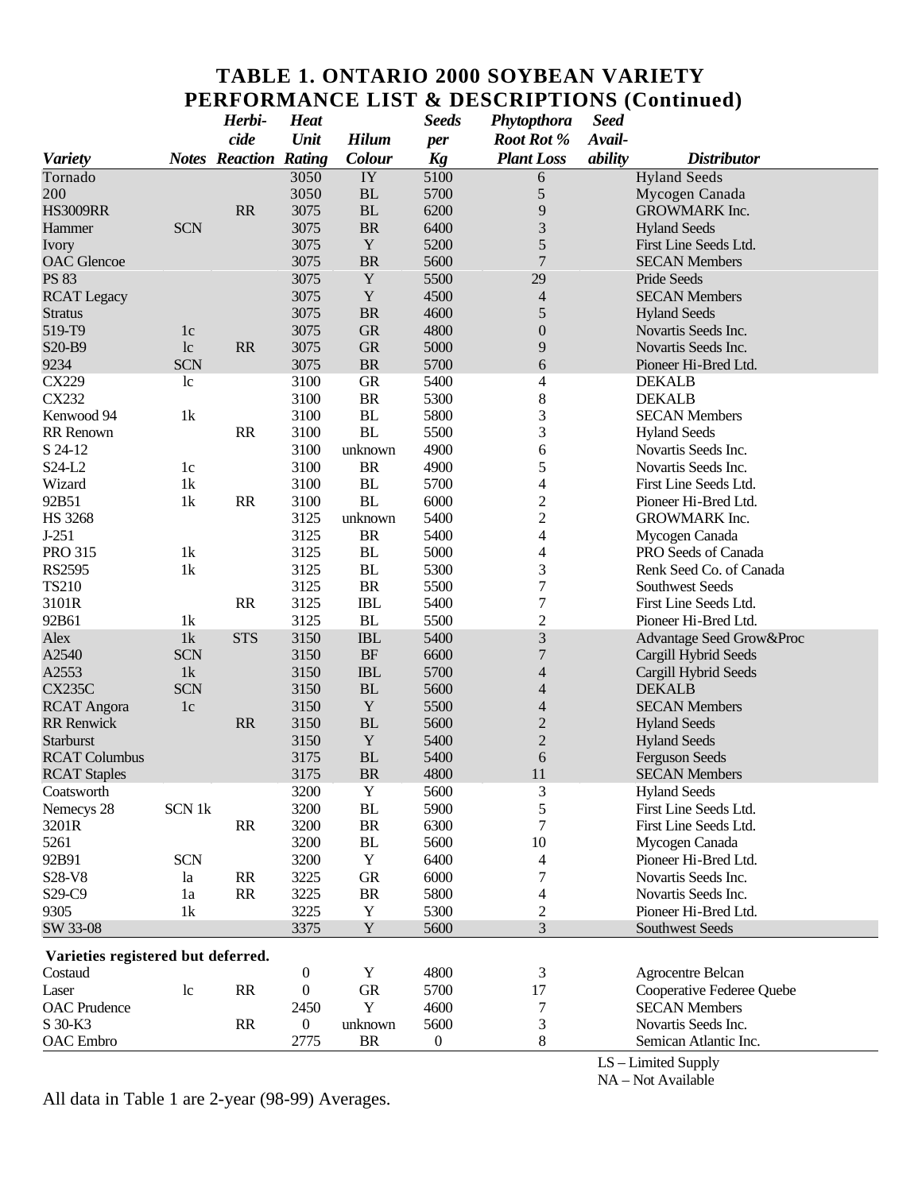# TABLE 1. ONTARIO 2000 SOYBEAN VARIETY PERFORMANCE LIST & DESCRIPTIONS (Continued)

| *Variety* | *Notes* | *Herbi-cide Reaction* | *Heat Unit Rating* | *Hilum Colour* | *Seeds per Kg* | *Phytopthora Root Rot % Plant Loss* | *Seed Avail-ability* | *Distributor* |
|---|---|---|---|---|---|---|---|---|
| Tornado | | | 3050 | IY | 5100 | 6 | | Hyland Seeds |
| 200 | | | 3050 | BL | 5700 | 5 | | Mycogen Canada |
| HS3009RR | | RR | 3075 | BL | 6200 | 9 | | GROWMARK Inc. |
| Hammer | SCN | | 3075 | BR | 6400 | 3 | | Hyland Seeds |
| Ivory | | | 3075 | Y | 5200 | 5 | | First Line Seeds Ltd. |
| OAC Glencoe | | | 3075 | BR | 5600 | 7 | | SECAN Members |
| PS 83 | | | 3075 | Y | 5500 | 29 | | Pride Seeds |
| RCAT Legacy | | | 3075 | Y | 4500 | 4 | | SECAN Members |
| Stratus | | | 3075 | BR | 4600 | 5 | | Hyland Seeds |
| 519-T9 | 1c | | 3075 | GR | 4800 | 0 | | Novartis Seeds Inc. |
| S20-B9 | lc | RR | 3075 | GR | 5000 | 9 | | Novartis Seeds Inc. |
| 9234 | SCN | | 3075 | BR | 5700 | 6 | | Pioneer Hi-Bred Ltd. |
| CX229 | lc | | 3100 | GR | 5400 | 4 | | DEKALB |
| CX232 | | | 3100 | BR | 5300 | 8 | | DEKALB |
| Kenwood 94 | 1k | | 3100 | BL | 5800 | 3 | | SECAN Members |
| RR Renown | | RR | 3100 | BL | 5500 | 3 | | Hyland Seeds |
| S 24-12 | | | 3100 | unknown | 4900 | 6 | | Novartis Seeds Inc. |
| S24-L2 | 1c | | 3100 | BR | 4900 | 5 | | Novartis Seeds Inc. |
| Wizard | 1k | | 3100 | BL | 5700 | 4 | | First Line Seeds Ltd. |
| 92B51 | 1k | RR | 3100 | BL | 6000 | 2 | | Pioneer Hi-Bred Ltd. |
| HS 3268 | | | 3125 | unknown | 5400 | 2 | | GROWMARK Inc. |
| J-251 | | | 3125 | BR | 5400 | 4 | | Mycogen Canada |
| PRO 315 | 1k | | 3125 | BL | 5000 | 4 | | PRO Seeds of Canada |
| RS2595 | 1k | | 3125 | BL | 5300 | 3 | | Renk Seed Co. of Canada |
| TS210 | | | 3125 | BR | 5500 | 7 | | Southwest Seeds |
| 3101R | | RR | 3125 | IBL | 5400 | 7 | | First Line Seeds Ltd. |
| 92B61 | 1k | | 3125 | BL | 5500 | 2 | | Pioneer Hi-Bred Ltd. |
| Alex | 1k | STS | 3150 | IBL | 5400 | 3 | | Advantage Seed Grow&Proc |
| A2540 | SCN | | 3150 | BF | 6600 | 7 | | Cargill Hybrid Seeds |
| A2553 | 1k | | 3150 | IBL | 5700 | 4 | | Cargill Hybrid Seeds |
| CX235C | SCN | | 3150 | BL | 5600 | 4 | | DEKALB |
| RCAT Angora | 1c | | 3150 | Y | 5500 | 4 | | SECAN Members |
| RR Renwick | | RR | 3150 | BL | 5600 | 2 | | Hyland Seeds |
| Starburst | | | 3150 | Y | 5400 | 2 | | Hyland Seeds |
| RCAT Columbus | | | 3175 | BL | 5400 | 6 | | Ferguson Seeds |
| RCAT Staples | | | 3175 | BR | 4800 | 11 | | SECAN Members |
| Coatsworth | | | 3200 | Y | 5600 | 3 | | Hyland Seeds |
| Nemecys 28 | SCN 1k | | 3200 | BL | 5900 | 5 | | First Line Seeds Ltd. |
| 3201R | | RR | 3200 | BR | 6300 | 7 | | First Line Seeds Ltd. |
| 5261 | | | 3200 | BL | 5600 | 10 | | Mycogen Canada |
| 92B91 | SCN | | 3200 | Y | 6400 | 4 | | Pioneer Hi-Bred Ltd. |
| S28-V8 | la | RR | 3225 | GR | 6000 | 7 | | Novartis Seeds Inc. |
| S29-C9 | 1a | RR | 3225 | BR | 5800 | 4 | | Novartis Seeds Inc. |
| 9305 | 1k | | 3225 | Y | 5300 | 2 | | Pioneer Hi-Bred Ltd. |
| SW 33-08 | | | 3375 | Y | 5600 | 3 | | Southwest Seeds |
| **Varieties registered but deferred.** | | | | | | | | |
| Costaud | | | 0 | Y | 4800 | 3 | | Agrocentre Belcan |
| Laser | lc | RR | 0 | GR | 5700 | 17 | | Cooperative Federee Quebe |
| OAC Prudence | | | 2450 | Y | 4600 | 7 | | SECAN Members |
| S 30-K3 | | RR | 0 | unknown | 5600 | 3 | | Novartis Seeds Inc. |
| OAC Embro | | | 2775 | BR | 0 | 8 | | Semican Atlantic Inc. |

LS – Limited Supply
NA – Not Available

All data in Table 1 are 2-year (98-99) Averages.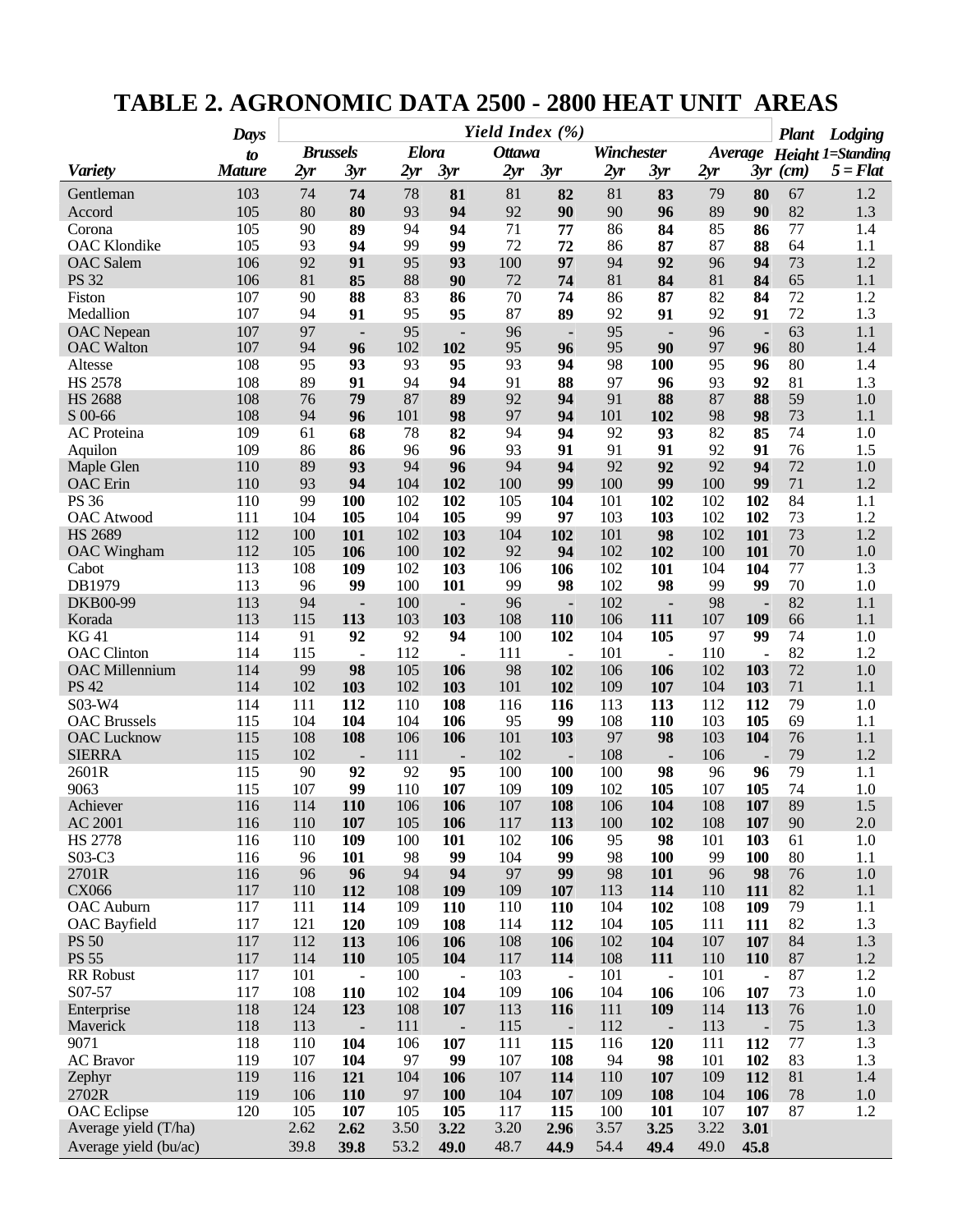# TABLE 2. AGRONOMIC DATA 2500 - 2800 HEAT UNIT AREAS

| Variety | Days to Mature | Yield Index (%) | | | | | | | | | | Plant Height (cm) | Lodging 1=Standing 5 = Flat |
|---|---|---|---|---|---|---|---|---|---|---|---|---|---|
| | | Brussels | | Elora | | Ottawa | | Winchester | | Average | | | |
| | | 2yr | 3yr | 2yr | 3yr | 2yr | 3yr | 2yr | 3yr | 2yr | 3yr | | |
| Gentleman | 103 | 74 | **74** | 78 | **81** | 81 | **82** | 81 | **83** | 79 | **80** | 67 | 1.2 |
| Accord | 105 | 80 | **80** | 93 | **94** | 92 | **90** | 90 | **96** | 89 | **90** | 82 | 1.3 |
| Corona | 105 | 90 | **89** | 94 | **94** | 71 | **77** | 86 | **84** | 85 | **86** | 77 | 1.4 |
| OAC Klondike | 105 | 93 | **94** | 99 | **99** | 72 | **72** | 86 | **87** | 87 | **88** | 64 | 1.1 |
| OAC Salem | 106 | 92 | **91** | 95 | **93** | 100 | **97** | 94 | **92** | 96 | **94** | 73 | 1.2 |
| PS 32 | 106 | 81 | **85** | 88 | **90** | 72 | **74** | 81 | **84** | 81 | **84** | 65 | 1.1 |
| Fiston | 107 | 90 | **88** | 83 | **86** | 70 | **74** | 86 | **87** | 82 | **84** | 72 | 1.2 |
| Medallion | 107 | 94 | **91** | 95 | **95** | 87 | **89** | 92 | **91** | 92 | **91** | 72 | 1.3 |
| OAC Nepean | 107 | 97 | - | 95 | - | 96 | - | 95 | - | 96 | - | 63 | 1.1 |
| OAC Walton | 107 | 94 | **96** | 102 | **102** | 95 | **96** | 95 | **90** | 97 | **96** | 80 | 1.4 |
| Altesse | 108 | 95 | **93** | 93 | **95** | 93 | **94** | 98 | **100** | 95 | **96** | 80 | 1.4 |
| HS 2578 | 108 | 89 | **91** | 94 | **94** | 91 | **88** | 97 | **96** | 93 | **92** | 81 | 1.3 |
| HS 2688 | 108 | 76 | **79** | 87 | **89** | 92 | **94** | 91 | **88** | 87 | **88** | 59 | 1.0 |
| S 00-66 | 108 | 94 | **96** | 101 | **98** | 97 | **94** | 101 | **102** | 98 | **98** | 73 | 1.1 |
| AC Proteina | 109 | 61 | **68** | 78 | **82** | 94 | **94** | 92 | **93** | 82 | **85** | 74 | 1.0 |
| Aquilon | 109 | 86 | **86** | 96 | **96** | 93 | **91** | 91 | **91** | 92 | **91** | 76 | 1.5 |
| Maple Glen | 110 | 89 | **93** | 94 | **96** | 94 | **94** | 92 | **92** | 92 | **94** | 72 | 1.0 |
| OAC Erin | 110 | 93 | **94** | 104 | **102** | 100 | **99** | 100 | **99** | 100 | **99** | 71 | 1.2 |
| PS 36 | 110 | 99 | **100** | 102 | **102** | 105 | **104** | 101 | **102** | 102 | **102** | 84 | 1.1 |
| OAC Atwood | 111 | 104 | **105** | 104 | **105** | 99 | **97** | 103 | **103** | 102 | **102** | 73 | 1.2 |
| HS 2689 | 112 | 100 | **101** | 102 | **103** | 104 | **102** | 101 | **98** | 102 | **101** | 73 | 1.2 |
| OAC Wingham | 112 | 105 | **106** | 100 | **102** | 92 | **94** | 102 | **102** | 100 | **101** | 70 | 1.0 |
| Cabot | 113 | 108 | **109** | 102 | **103** | 106 | **106** | 102 | **101** | 104 | **104** | 77 | 1.3 |
| DB1979 | 113 | 96 | **99** | 100 | **101** | 99 | **98** | 102 | **98** | 99 | **99** | 70 | 1.0 |
| DKB00-99 | 113 | 94 | - | 100 | - | 96 | - | 102 | - | 98 | - | 82 | 1.1 |
| Korada | 113 | 115 | **113** | 103 | **103** | 108 | **110** | 106 | **111** | 107 | **109** | 66 | 1.1 |
| KG 41 | 114 | 91 | **92** | 92 | **94** | 100 | **102** | 104 | **105** | 97 | **99** | 74 | 1.0 |
| OAC Clinton | 114 | 115 | - | 112 | - | 111 | - | 101 | - | 110 | - | 82 | 1.2 |
| OAC Millennium | 114 | 99 | **98** | 105 | **106** | 98 | **102** | 106 | **106** | 102 | **103** | 72 | 1.0 |
| PS 42 | 114 | 102 | **103** | 102 | **103** | 101 | **102** | 109 | **107** | 104 | **103** | 71 | 1.1 |
| S03-W4 | 114 | 111 | **112** | 110 | **108** | 116 | **116** | 113 | **113** | 112 | **112** | 79 | 1.0 |
| OAC Brussels | 115 | 104 | **104** | 104 | **106** | 95 | **99** | 108 | **110** | 103 | **105** | 69 | 1.1 |
| OAC Lucknow | 115 | 108 | **108** | 106 | **106** | 101 | **103** | 97 | **98** | 103 | **104** | 76 | 1.1 |
| SIERRA | 115 | 102 | - | 111 | - | 102 | - | 108 | - | 106 | - | 79 | 1.2 |
| 2601R | 115 | 90 | **92** | 92 | **95** | 100 | **100** | 100 | **98** | 96 | **96** | 79 | 1.1 |
| 9063 | 115 | 107 | **99** | 110 | **107** | 109 | **109** | 102 | **105** | 107 | **105** | 74 | 1.0 |
| Achiever | 116 | 114 | **110** | 106 | **106** | 107 | **108** | 106 | **104** | 108 | **107** | 89 | 1.5 |
| AC 2001 | 116 | 110 | **107** | 105 | **106** | 117 | **113** | 100 | **102** | 108 | **107** | 90 | 2.0 |
| HS 2778 | 116 | 110 | **109** | 100 | **101** | 102 | **106** | 95 | **98** | 101 | **103** | 61 | 1.0 |
| S03-C3 | 116 | 96 | **101** | 98 | **99** | 104 | **99** | 98 | **100** | 99 | **100** | 80 | 1.1 |
| 2701R | 116 | 96 | **96** | 94 | **94** | 97 | **99** | 98 | **101** | 96 | **98** | 76 | 1.0 |
| CX066 | 117 | 110 | **112** | 108 | **109** | 109 | **107** | 113 | **114** | 110 | **111** | 82 | 1.1 |
| OAC Auburn | 117 | 111 | **114** | 109 | **110** | 110 | **110** | 104 | **102** | 108 | **109** | 79 | 1.1 |
| OAC Bayfield | 117 | 121 | **120** | 109 | **108** | 114 | **112** | 104 | **105** | 111 | **111** | 82 | 1.3 |
| PS 50 | 117 | 112 | **113** | 106 | **106** | 108 | **106** | 102 | **104** | 107 | **107** | 84 | 1.3 |
| PS 55 | 117 | 114 | **110** | 105 | **104** | 117 | **114** | 108 | **111** | 110 | **110** | 87 | 1.2 |
| RR Robust | 117 | 101 | - | 100 | - | 103 | - | 101 | - | 101 | - | 87 | 1.2 |
| S07-57 | 117 | 108 | **110** | 102 | **104** | 109 | **106** | 104 | **106** | 106 | **107** | 73 | 1.0 |
| Enterprise | 118 | 124 | **123** | 108 | **107** | 113 | **116** | 111 | **109** | 114 | **113** | 76 | 1.0 |
| Maverick | 118 | 113 | - | 111 | - | 115 | - | 112 | - | 113 | - | 75 | 1.3 |
| 9071 | 118 | 110 | **104** | 106 | **107** | 111 | **115** | 116 | **120** | 111 | **112** | 77 | 1.3 |
| AC Bravor | 119 | 107 | **104** | 97 | **99** | 107 | **108** | 94 | **98** | 101 | **102** | 83 | 1.3 |
| Zephyr | 119 | 116 | **121** | 104 | **106** | 107 | **114** | 110 | **107** | 109 | **112** | 81 | 1.4 |
| 2702R | 119 | 106 | **110** | 97 | **100** | 104 | **107** | 109 | **108** | 104 | **106** | 78 | 1.0 |
| OAC Eclipse | 120 | 105 | **107** | 105 | **105** | 117 | **115** | 100 | **101** | 107 | **107** | 87 | 1.2 |
| Average yield (T/ha) | | 2.62 | **2.62** | 3.50 | **3.22** | 3.20 | **2.96** | 3.57 | **3.25** | 3.22 | **3.01** | | |
| Average yield (bu/ac) | | 39.8 | **39.8** | 53.2 | **49.0** | 48.7 | **44.9** | 54.4 | **49.4** | 49.0 | **45.8** | | |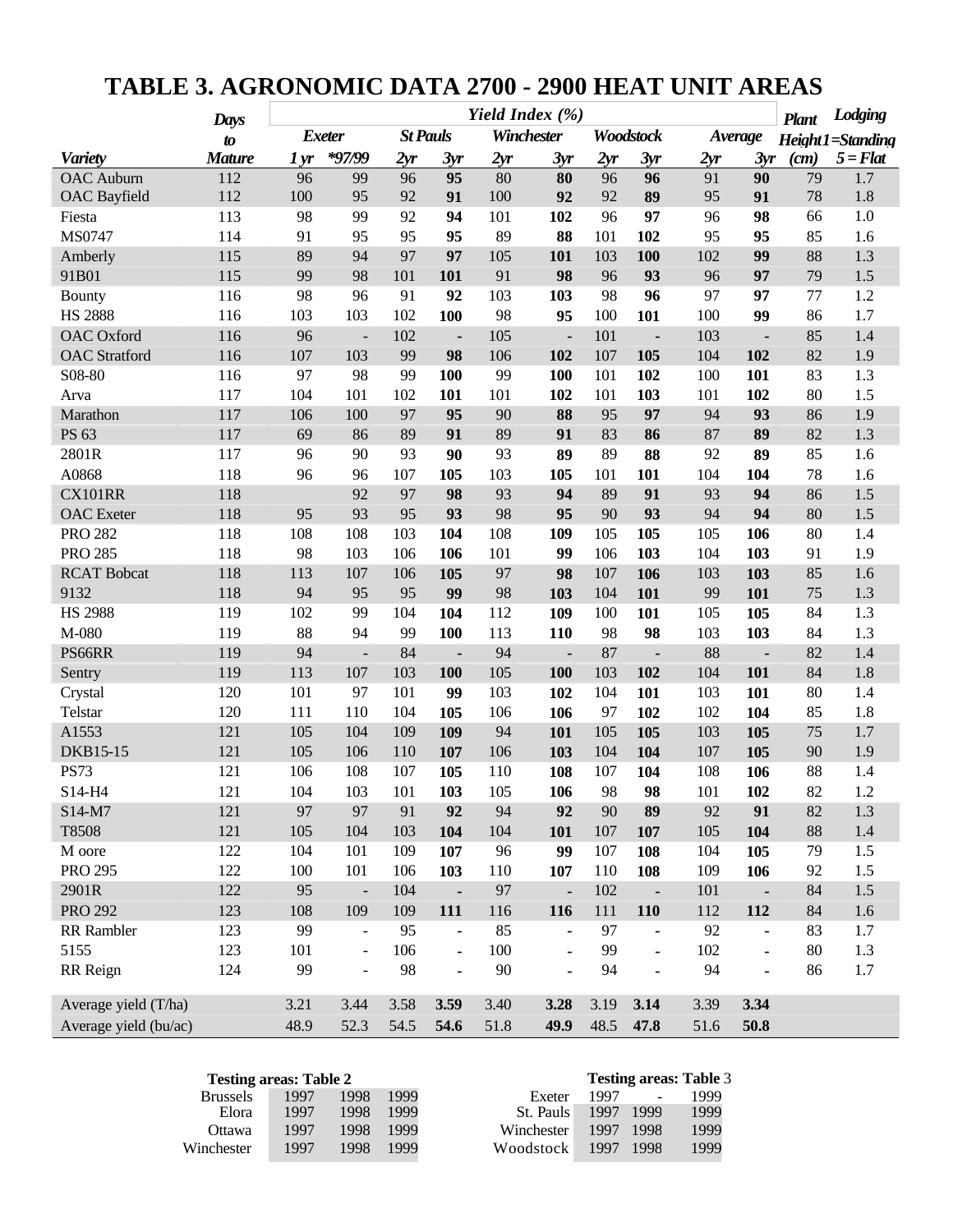# TABLE 3. AGRONOMIC DATA 2700 - 2900 HEAT UNIT AREAS

| Variety | Days to Mature | Yield Index (%) Exeter 1 yr | Exeter *97/99 | St Pauls 2yr | St Pauls 3yr | Winchester 2yr | Winchester 3yr | Woodstock 2yr | Woodstock 3yr | Average 2yr | Average 3yr | Plant Height (cm) | Lodging 1=Standing 5=Flat |
|---|---|---|---|---|---|---|---|---|---|---|---|---|---|
| OAC Auburn | 112 | 96 | 99 | 96 | **95** | 80 | **80** | 96 | **96** | 91 | **90** | 79 | 1.7 |
| OAC Bayfield | 112 | 100 | 95 | 92 | **91** | 100 | **92** | 92 | **89** | 95 | **91** | 78 | 1.8 |
| Fiesta | 113 | 98 | 99 | 92 | **94** | 101 | **102** | 96 | **97** | 96 | **98** | 66 | 1.0 |
| MS0747 | 114 | 91 | 95 | 95 | **95** | 89 | **88** | 101 | **102** | 95 | **95** | 85 | 1.6 |
| Amberly | 115 | 89 | 94 | 97 | **97** | 105 | **101** | 103 | **100** | 102 | **99** | 88 | 1.3 |
| 91B01 | 115 | 99 | 98 | 101 | **101** | 91 | **98** | 96 | **93** | 96 | **97** | 79 | 1.5 |
| Bounty | 116 | 98 | 96 | 91 | **92** | 103 | **103** | 98 | **96** | 97 | **97** | 77 | 1.2 |
| HS 2888 | 116 | 103 | 103 | 102 | **100** | 98 | **95** | 100 | **101** | 100 | **99** | 86 | 1.7 |
| OAC Oxford | 116 | 96 | - | 102 | - | 105 | - | 101 | - | 103 | - | 85 | 1.4 |
| OAC Stratford | 116 | 107 | 103 | 99 | **98** | 106 | **102** | 107 | **105** | 104 | **102** | 82 | 1.9 |
| S08-80 | 116 | 97 | 98 | 99 | **100** | 99 | **100** | 101 | **102** | 100 | **101** | 83 | 1.3 |
| Arva | 117 | 104 | 101 | 102 | **101** | 101 | **102** | 101 | **103** | 101 | **102** | 80 | 1.5 |
| Marathon | 117 | 106 | 100 | 97 | **95** | 90 | **88** | 95 | **97** | 94 | **93** | 86 | 1.9 |
| PS 63 | 117 | 69 | 86 | 89 | **91** | 89 | **91** | 83 | **86** | 87 | **89** | 82 | 1.3 |
| 2801R | 117 | 96 | 90 | 93 | **90** | 93 | **89** | 89 | **88** | 92 | **89** | 85 | 1.6 |
| A0868 | 118 | 96 | 96 | 107 | **105** | 103 | **105** | 101 | **101** | 104 | **104** | 78 | 1.6 |
| CX101RR | 118 | | 92 | 97 | **98** | 93 | **94** | 89 | **91** | 93 | **94** | 86 | 1.5 |
| OAC Exeter | 118 | 95 | 93 | 95 | **93** | 98 | **95** | 90 | **93** | 94 | **94** | 80 | 1.5 |
| PRO 282 | 118 | 108 | 108 | 103 | **104** | 108 | **109** | 105 | **105** | 105 | **106** | 80 | 1.4 |
| PRO 285 | 118 | 98 | 103 | 106 | **106** | 101 | **99** | 106 | **103** | 104 | **103** | 91 | 1.9 |
| RCAT Bobcat | 118 | 113 | 107 | 106 | **105** | 97 | **98** | 107 | **106** | 103 | **103** | 85 | 1.6 |
| 9132 | 118 | 94 | 95 | 95 | **99** | 98 | **103** | 104 | **101** | 99 | **101** | 75 | 1.3 |
| HS 2988 | 119 | 102 | 99 | 104 | **104** | 112 | **109** | 100 | **101** | 105 | **105** | 84 | 1.3 |
| M-080 | 119 | 88 | 94 | 99 | **100** | 113 | **110** | 98 | **98** | 103 | **103** | 84 | 1.3 |
| PS66RR | 119 | 94 | - | 84 | - | 94 | - | 87 | - | 88 | - | 82 | 1.4 |
| Sentry | 119 | 113 | 107 | 103 | **100** | 105 | **100** | 103 | **102** | 104 | **101** | 84 | 1.8 |
| Crystal | 120 | 101 | 97 | 101 | **99** | 103 | **102** | 104 | **101** | 103 | **101** | 80 | 1.4 |
| Telstar | 120 | 111 | 110 | 104 | **105** | 106 | **106** | 97 | **102** | 102 | **104** | 85 | 1.8 |
| A1553 | 121 | 105 | 104 | 109 | **109** | 94 | **101** | 105 | **105** | 103 | **105** | 75 | 1.7 |
| DKB15-15 | 121 | 105 | 106 | 110 | **107** | 106 | **103** | 104 | **104** | 107 | **105** | 90 | 1.9 |
| PS73 | 121 | 106 | 108 | 107 | **105** | 110 | **108** | 107 | **104** | 108 | **106** | 88 | 1.4 |
| S14-H4 | 121 | 104 | 103 | 101 | **103** | 105 | **106** | 98 | **98** | 101 | **102** | 82 | 1.2 |
| S14-M7 | 121 | 97 | 97 | 91 | **92** | 94 | **92** | 90 | **89** | 92 | **91** | 82 | 1.3 |
| T8508 | 121 | 105 | 104 | 103 | **104** | 104 | **101** | 107 | **107** | 105 | **104** | 88 | 1.4 |
| M oore | 122 | 104 | 101 | 109 | **107** | 96 | **99** | 107 | **108** | 104 | **105** | 79 | 1.5 |
| PRO 295 | 122 | 100 | 101 | 106 | **103** | 110 | **107** | 110 | **108** | 109 | **106** | 92 | 1.5 |
| 2901R | 122 | 95 | - | 104 | - | 97 | - | 102 | - | 101 | - | 84 | 1.5 |
| PRO 292 | 123 | 108 | 109 | 109 | **111** | 116 | **116** | 111 | **110** | 112 | **112** | 84 | 1.6 |
| RR Rambler | 123 | 99 | - | 95 | - | 85 | - | 97 | - | 92 | - | 83 | 1.7 |
| 5155 | 123 | 101 | - | 106 | - | 100 | - | 99 | - | 102 | - | 80 | 1.3 |
| RR Reign | 124 | 99 | - | 98 | - | 90 | - | 94 | - | 94 | - | 86 | 1.7 |
| Average yield (T/ha) | | 3.21 | 3.44 | 3.58 | **3.59** | 3.40 | **3.28** | 3.19 | **3.14** | 3.39 | **3.34** | | |
| Average yield (bu/ac) | | 48.9 | 52.3 | 54.5 | **54.6** | 51.8 | **49.9** | 48.5 | **47.8** | 51.6 | **50.8** | | |

**Testing areas: Table 2**

| | | | |
|---|---|---|---|
| Brussels | 1997 | 1998 | 1999 |
| Elora | 1997 | 1998 | 1999 |
| Ottawa | 1997 | 1998 | 1999 |
| Winchester | 1997 | 1998 | 1999 |

**Testing areas: Table 3**

| | | | |
|---|---|---|---|
| Exeter | 1997 | - | 1999 |
| St. Pauls | 1997 | 1999 | 1999 |
| Winchester | 1997 | 1998 | 1999 |
| Woodstock | 1997 | 1998 | 1999 |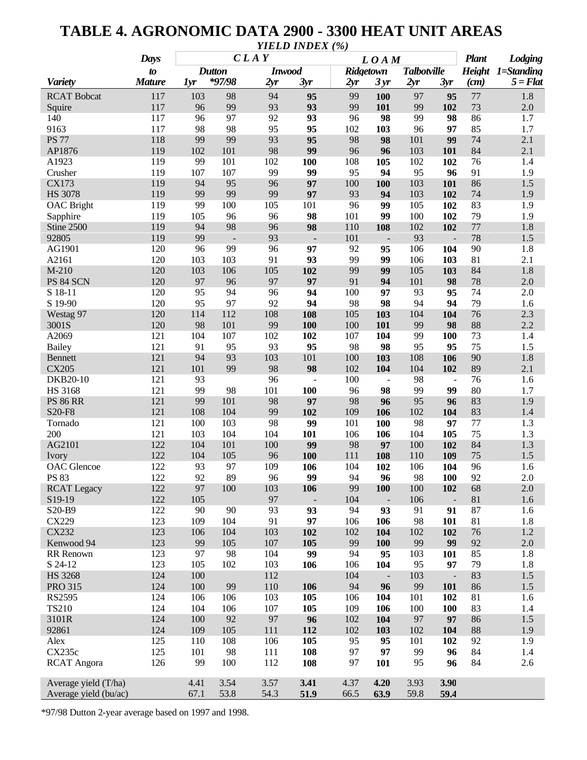# TABLE 4. AGRONOMIC DATA 2900 - 3300 HEAT UNIT AREAS

| | | YIELD INDEX (%) | | | | | | | | | |
|---|---|---|---|---|---|---|---|---|---|---|---|
| | | CLAY | | | | LOAM | | | | | |
| | Days to Mature | Dutton | | Inwood | | Ridgetown | | Talbotville | | Plant Height | Lodging 1=Standing |
| Variety | | 1yr | *97/98 | 2yr | 3yr | 2yr | 3 yr | 2yr | 3yr | (cm) | 5 = Flat |
| RCAT Bobcat | 117 | 103 | 98 | 94 | **95** | 99 | **100** | 97 | **95** | 77 | 1.8 |
| Squire | 117 | 96 | 99 | 93 | **93** | 99 | **101** | 99 | **102** | 73 | 2.0 |
| 140 | 117 | 96 | 97 | 92 | **93** | 96 | **98** | 99 | **98** | 86 | 1.7 |
| 9163 | 117 | 98 | 98 | 95 | **95** | 102 | **103** | 96 | **97** | 85 | 1.7 |
| PS 77 | 118 | 99 | 99 | 93 | **95** | 98 | **98** | 101 | **99** | 74 | 2.1 |
| AP1876 | 119 | 102 | 101 | 98 | **99** | 96 | **96** | 103 | **101** | 84 | 2.1 |
| A1923 | 119 | 99 | 101 | 102 | **100** | 108 | **105** | 102 | **102** | 76 | 1.4 |
| Crusher | 119 | 107 | 107 | 99 | **99** | 95 | **94** | 95 | **96** | 91 | 1.9 |
| CX173 | 119 | 94 | 95 | 96 | **97** | 100 | **100** | 103 | **101** | 86 | 1.5 |
| HS 3078 | 119 | 99 | 99 | 99 | **97** | 93 | **94** | 103 | **102** | 74 | 1.9 |
| OAC Bright | 119 | 99 | 100 | 105 | 101 | 96 | **99** | 105 | **102** | 83 | 1.9 |
| Sapphire | 119 | 105 | 96 | 96 | **98** | 101 | **99** | 100 | **102** | 79 | 1.9 |
| Stine 2500 | 119 | 94 | 98 | 96 | **98** | 110 | **108** | 102 | **102** | 77 | 1.8 |
| 92805 | 119 | 99 | - | 93 | - | 101 | - | 93 | - | 78 | 1.5 |
| AG1901 | 120 | 96 | 99 | 96 | **97** | 92 | **95** | 106 | **104** | 90 | 1.8 |
| A2161 | 120 | 103 | 103 | 91 | **93** | 99 | **99** | 106 | **103** | 81 | 2.1 |
| M-210 | 120 | 103 | 106 | 105 | **102** | 99 | **99** | 105 | **103** | 84 | 1.8 |
| PS 84 SCN | 120 | 97 | 96 | 97 | **97** | 91 | **94** | 101 | **98** | 78 | 2.0 |
| S 18-11 | 120 | 95 | 94 | 96 | **94** | 100 | **97** | 93 | **95** | 74 | 2.0 |
| S 19-90 | 120 | 95 | 97 | 92 | **94** | 98 | **98** | 94 | **94** | 79 | 1.6 |
| Westag 97 | 120 | 114 | 112 | 108 | **108** | 105 | **103** | 104 | **104** | 76 | 2.3 |
| 3001S | 120 | 98 | 101 | 99 | **100** | 100 | **101** | 99 | **98** | 88 | 2.2 |
| A2069 | 121 | 104 | 107 | 102 | **102** | 107 | **104** | 99 | **100** | 73 | 1.4 |
| Bailey | 121 | 91 | 95 | 93 | **95** | 98 | **98** | 95 | **95** | 75 | 1.5 |
| Bennett | 121 | 94 | 93 | 103 | 101 | 100 | **103** | 108 | **106** | 90 | 1.8 |
| CX205 | 121 | 101 | 99 | 98 | **98** | 102 | **104** | 104 | **102** | 89 | 2.1 |
| DKB20-10 | 121 | 93 | | 96 | - | 100 | - | 98 | - | 76 | 1.6 |
| HS 3168 | 121 | 99 | 98 | 101 | **100** | 96 | **98** | 99 | **99** | 80 | 1.7 |
| PS 86 RR | 121 | 99 | 101 | 98 | **97** | 98 | **96** | 95 | **96** | 83 | 1.9 |
| S20-F8 | 121 | 108 | 104 | 99 | **102** | 109 | **106** | 102 | **104** | 83 | 1.4 |
| Tornado | 121 | 100 | 103 | 98 | **99** | 101 | **100** | 98 | **97** | 77 | 1.3 |
| 200 | 121 | 103 | 104 | 104 | **101** | 106 | **106** | 104 | **105** | 75 | 1.3 |
| AG2101 | 122 | 104 | 101 | 100 | **99** | 98 | **97** | 100 | **102** | 84 | 1.3 |
| Ivory | 122 | 104 | 105 | 96 | **100** | 111 | **108** | 110 | **109** | 75 | 1.5 |
| OAC Glencoe | 122 | 93 | 97 | 109 | **106** | 104 | **102** | 106 | **104** | 96 | 1.6 |
| PS 83 | 122 | 92 | 89 | 96 | **99** | 94 | **96** | 98 | **100** | 92 | 2.0 |
| RCAT Legacy | 122 | 97 | 100 | 103 | **106** | 99 | **100** | 100 | **102** | 68 | 2.0 |
| S19-19 | 122 | 105 | | 97 | - | 104 | - | 106 | - | 81 | 1.6 |
| S20-B9 | 122 | 90 | 90 | 93 | **93** | 94 | **93** | 91 | **91** | 87 | 1.6 |
| CX229 | 123 | 109 | 104 | 91 | **97** | 106 | **106** | 98 | **101** | 81 | 1.8 |
| CX232 | 123 | 106 | 104 | 103 | **102** | 102 | **104** | 102 | **102** | 76 | 1.2 |
| Kenwood 94 | 123 | 99 | 105 | 107 | **105** | 99 | **100** | 99 | **99** | 92 | 2.0 |
| RR Renown | 123 | 97 | 98 | 104 | **99** | 94 | **95** | 103 | **101** | 85 | 1.8 |
| S 24-12 | 123 | 105 | 102 | 103 | **106** | 106 | **104** | 95 | **97** | 79 | 1.8 |
| HS 3268 | 124 | 100 | | 112 | | 104 | - | 103 | - | 83 | 1.5 |
| PRO 315 | 124 | 100 | 99 | 110 | **106** | 94 | **96** | 99 | **101** | 86 | 1.5 |
| RS2595 | 124 | 106 | 106 | 103 | **105** | 106 | **104** | 101 | **102** | 81 | 1.6 |
| TS210 | 124 | 104 | 106 | 107 | **105** | 109 | **106** | 100 | **100** | 83 | 1.4 |
| 3101R | 124 | 100 | 92 | 97 | **96** | 102 | **104** | 97 | **97** | 86 | 1.5 |
| 92861 | 124 | 109 | 105 | 111 | **112** | 102 | **103** | 102 | **104** | 88 | 1.9 |
| Alex | 125 | 110 | 108 | 106 | **105** | 95 | **95** | 101 | **102** | 92 | 1.9 |
| CX235c | 125 | 101 | 98 | 111 | **108** | 97 | **97** | 99 | **96** | 84 | 1.4 |
| RCAT Angora | 126 | 99 | 100 | 112 | **108** | 97 | **101** | 95 | **96** | 84 | 2.6 |
| Average yield (T/ha) | | 4.41 | 3.54 | 3.57 | **3.41** | 4.37 | **4.20** | 3.93 | **3.90** | | |
| Average yield (bu/ac) | | 67.1 | 53.8 | 54.3 | **51.9** | 66.5 | **63.9** | 59.8 | **59.4** | | |

*97/98 Dutton 2-year average based on 1997 and 1998.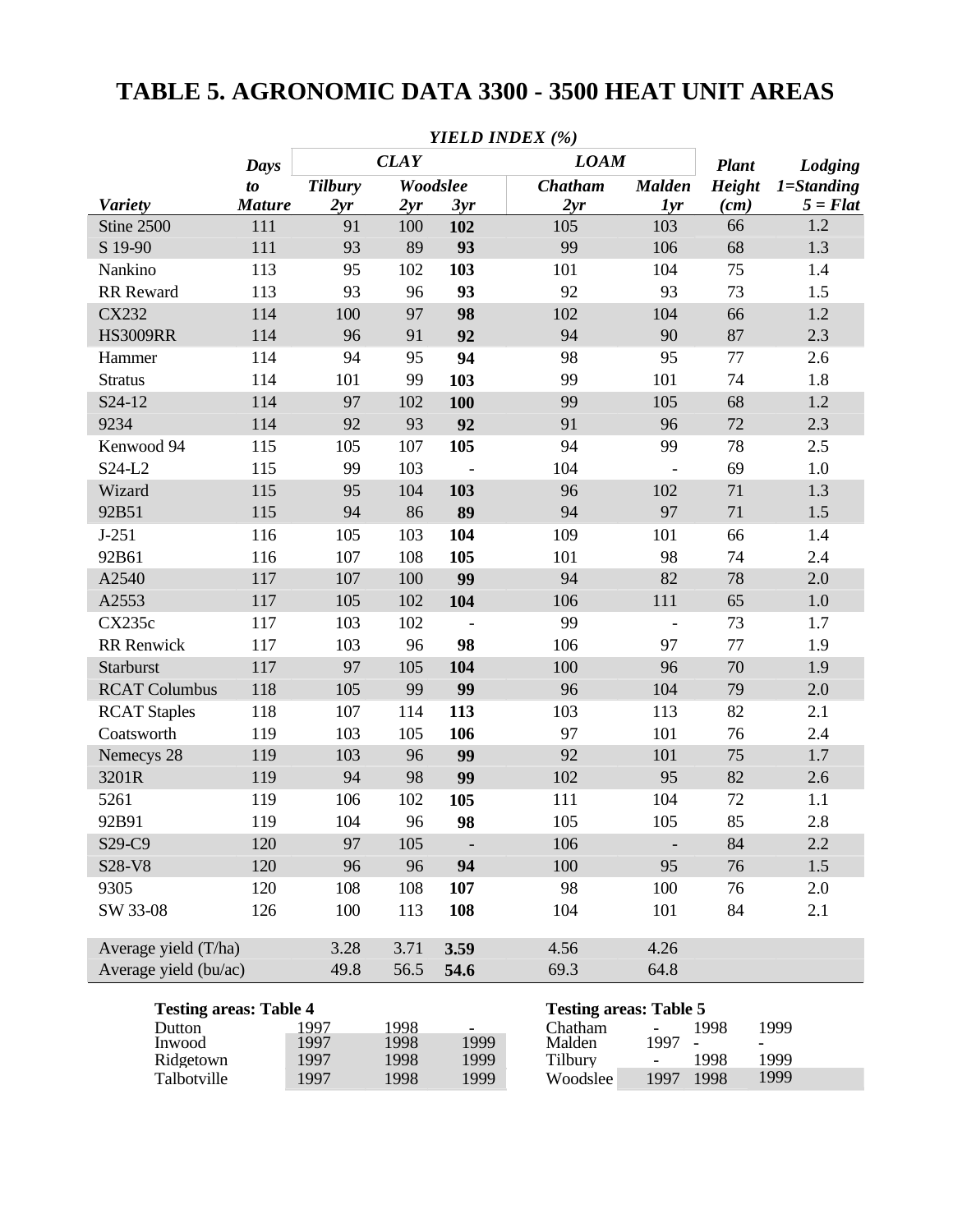# TABLE 5. AGRONOMIC DATA 3300 - 3500 HEAT UNIT AREAS

| | | *YIELD INDEX (%)* | | | | | | |
|---|---|---|---|---|---|---|---|---|
| | | *CLAY* | | | *LOAM* | | | |
| *Variety* | *Days to Mature* | *Tilbury 2yr* | *Woodslee 2yr* | *Woodslee 3yr* | *Chatham 2yr* | *Malden 1yr* | *Plant Height (cm)* | *Lodging 1=Standing 5 = Flat* |
| Stine 2500 | 111 | 91 | 100 | **102** | 105 | 103 | 66 | 1.2 |
| S 19-90 | 111 | 93 | 89 | **93** | 99 | 106 | 68 | 1.3 |
| Nankino | 113 | 95 | 102 | **103** | 101 | 104 | 75 | 1.4 |
| RR Reward | 113 | 93 | 96 | **93** | 92 | 93 | 73 | 1.5 |
| CX232 | 114 | 100 | 97 | **98** | 102 | 104 | 66 | 1.2 |
| HS3009RR | 114 | 96 | 91 | **92** | 94 | 90 | 87 | 2.3 |
| Hammer | 114 | 94 | 95 | **94** | 98 | 95 | 77 | 2.6 |
| Stratus | 114 | 101 | 99 | **103** | 99 | 101 | 74 | 1.8 |
| S24-12 | 114 | 97 | 102 | **100** | 99 | 105 | 68 | 1.2 |
| 9234 | 114 | 92 | 93 | **92** | 91 | 96 | 72 | 2.3 |
| Kenwood 94 | 115 | 105 | 107 | **105** | 94 | 99 | 78 | 2.5 |
| S24-L2 | 115 | 99 | 103 | - | 104 | - | 69 | 1.0 |
| Wizard | 115 | 95 | 104 | **103** | 96 | 102 | 71 | 1.3 |
| 92B51 | 115 | 94 | 86 | **89** | 94 | 97 | 71 | 1.5 |
| J-251 | 116 | 105 | 103 | **104** | 109 | 101 | 66 | 1.4 |
| 92B61 | 116 | 107 | 108 | **105** | 101 | 98 | 74 | 2.4 |
| A2540 | 117 | 107 | 100 | **99** | 94 | 82 | 78 | 2.0 |
| A2553 | 117 | 105 | 102 | **104** | 106 | 111 | 65 | 1.0 |
| CX235c | 117 | 103 | 102 | - | 99 | - | 73 | 1.7 |
| RR Renwick | 117 | 103 | 96 | **98** | 106 | 97 | 77 | 1.9 |
| Starburst | 117 | 97 | 105 | **104** | 100 | 96 | 70 | 1.9 |
| RCAT Columbus | 118 | 105 | 99 | **99** | 96 | 104 | 79 | 2.0 |
| RCAT Staples | 118 | 107 | 114 | **113** | 103 | 113 | 82 | 2.1 |
| Coatsworth | 119 | 103 | 105 | **106** | 97 | 101 | 76 | 2.4 |
| Nemecys 28 | 119 | 103 | 96 | **99** | 92 | 101 | 75 | 1.7 |
| 3201R | 119 | 94 | 98 | **99** | 102 | 95 | 82 | 2.6 |
| 5261 | 119 | 106 | 102 | **105** | 111 | 104 | 72 | 1.1 |
| 92B91 | 119 | 104 | 96 | **98** | 105 | 105 | 85 | 2.8 |
| S29-C9 | 120 | 97 | 105 | - | 106 | - | 84 | 2.2 |
| S28-V8 | 120 | 96 | 96 | **94** | 100 | 95 | 76 | 1.5 |
| 9305 | 120 | 108 | 108 | **107** | 98 | 100 | 76 | 2.0 |
| SW 33-08 | 126 | 100 | 113 | **108** | 104 | 101 | 84 | 2.1 |
| Average yield (T/ha) | | 3.28 | 3.71 | **3.59** | 4.56 | 4.26 | | |
| Average yield (bu/ac) | | 49.8 | 56.5 | **54.6** | 69.3 | 64.8 | | |

**Testing areas: Table 4**

| | | | |
|---|---|---|---|
| Dutton | 1997 | 1998 | - |
| Inwood | 1997 | 1998 | 1999 |
| Ridgetown | 1997 | 1998 | 1999 |
| Talbotville | 1997 | 1998 | 1999 |

**Testing areas: Table 5**

| | | | |
|---|---|---|---|
| Chatham | - | 1998 | 1999 |
| Malden | 1997 | - | - |
| Tilbury | - | 1998 | 1999 |
| Woodslee | 1997 | 1998 | 1999 |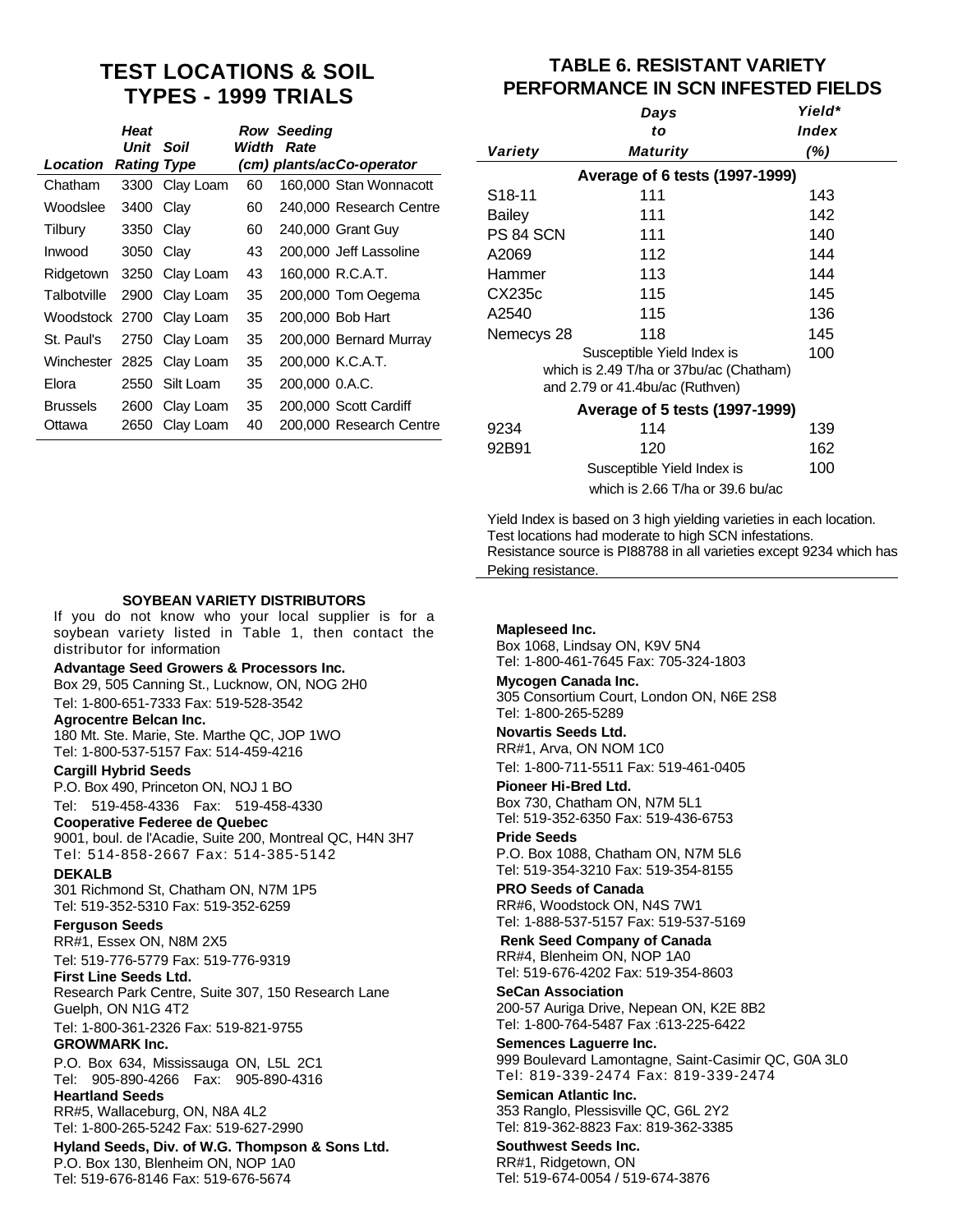## TEST LOCATIONS & SOIL TYPES - 1999 TRIALS

| *Location* | *Heat Unit Rating* | *Soil Type* | *Row Width (cm)* | *Seeding Rate plants/ac* | *Co-operator* |
|---|---|---|---|---|---|
| Chatham | 3300 | Clay Loam | 60 | 160,000 | Stan Wonnacott |
| Woodslee | 3400 | Clay | 60 | 240,000 | Research Centre |
| Tilbury | 3350 | Clay | 60 | 240,000 | Grant Guy |
| Inwood | 3050 | Clay | 43 | 200,000 | Jeff Lassoline |
| Ridgetown | 3250 | Clay Loam | 43 | 160,000 | R.C.A.T. |
| Talbotville | 2900 | Clay Loam | 35 | 200,000 | Tom Oegema |
| Woodstock | 2700 | Clay Loam | 35 | 200,000 | Bob Hart |
| St. Paul's | 2750 | Clay Loam | 35 | 200,000 | Bernard Murray |
| Winchester | 2825 | Clay Loam | 35 | 200,000 | K.C.A.T. |
| Elora | 2550 | Silt Loam | 35 | 200,000 | 0.A.C. |
| Brussels | 2600 | Clay Loam | 35 | 200,000 | Scott Cardiff |
| Ottawa | 2650 | Clay Loam | 40 | 200,000 | Research Centre |

## TABLE 6. RESISTANT VARIETY PERFORMANCE IN SCN INFESTED FIELDS

| *Variety* | *Days to Maturity* | *Yield* Index (%)* |
|---|---|---|
| | **Average of 6 tests (1997-1999)** | |
| S18-11 | 111 | 143 |
| Bailey | 111 | 142 |
| PS 84 SCN | 111 | 140 |
| A2069 | 112 | 144 |
| Hammer | 113 | 144 |
| CX235c | 115 | 145 |
| A2540 | 115 | 136 |
| Nemecys 28 | 118 | 145 |
| | Susceptible Yield Index is which is 2.49 T/ha or 37bu/ac (Chatham) and 2.79 or 41.4bu/ac (Ruthven) | 100 |
| | **Average of 5 tests (1997-1999)** | |
| 9234 | 114 | 139 |
| 92B91 | 120 | 162 |
| | Susceptible Yield Index is which is 2.66 T/ha or 39.6 bu/ac | 100 |

Yield Index is based on 3 high yielding varieties in each location.
Test locations had moderate to high SCN infestations.
Resistance source is PI88788 in all varieties except 9234 which has Peking resistance.

### SOYBEAN VARIETY DISTRIBUTORS

If you do not know who your local supplier is for a soybean variety listed in Table 1, then contact the distributor for information

**Advantage Seed Growers & Processors Inc.**
Box 29, 505 Canning St., Lucknow, ON, NOG 2H0
Tel: 1-800-651-7333 Fax: 519-528-3542

**Agrocentre Belcan Inc.**
180 Mt. Ste. Marie, Ste. Marthe QC, JOP 1WO
Tel: 1-800-537-5157 Fax: 514-459-4216

**Cargill Hybrid Seeds**
P.O. Box 490, Princeton ON, NOJ 1 BO
Tel: 519-458-4336 Fax: 519-458-4330

**Cooperative Federee de Quebec**
9001, boul. de l'Acadie, Suite 200, Montreal QC, H4N 3H7
Tel: 514-858-2667 Fax: 514-385-5142

**DEKALB**
301 Richmond St, Chatham ON, N7M 1P5
Tel: 519-352-5310 Fax: 519-352-6259

**Ferguson Seeds**
RR#1, Essex ON, N8M 2X5
Tel: 519-776-5779 Fax: 519-776-9319

**First Line Seeds Ltd.**
Research Park Centre, Suite 307, 150 Research Lane Guelph, ON N1G 4T2
Tel: 1-800-361-2326 Fax: 519-821-9755

**GROWMARK Inc.**
P.O. Box 634, Mississauga ON, L5L 2C1
Tel: 905-890-4266 Fax: 905-890-4316

**Heartland Seeds**
RR#5, Wallaceburg, ON, N8A 4L2
Tel: 1-800-265-5242 Fax: 519-627-2990

**Hyland Seeds, Div. of W.G. Thompson & Sons Ltd.**
P.O. Box 130, Blenheim ON, NOP 1A0
Tel: 519-676-8146 Fax: 519-676-5674

**Mapleseed Inc.**
Box 1068, Lindsay ON, K9V 5N4
Tel: 1-800-461-7645 Fax: 705-324-1803

**Mycogen Canada Inc.**
305 Consortium Court, London ON, N6E 2S8
Tel: 1-800-265-5289

**Novartis Seeds Ltd.**
RR#1, Arva, ON NOM 1C0
Tel: 1-800-711-5511 Fax: 519-461-0405

**Pioneer Hi-Bred Ltd.**
Box 730, Chatham ON, N7M 5L1
Tel: 519-352-6350 Fax: 519-436-6753

**Pride Seeds**
P.O. Box 1088, Chatham ON, N7M 5L6
Tel: 519-354-3210 Fax: 519-354-8155

**PRO Seeds of Canada**
RR#6, Woodstock ON, N4S 7W1
Tel: 1-888-537-5157 Fax: 519-537-5169

**Renk Seed Company of Canada**
RR#4, Blenheim ON, NOP 1A0
Tel: 519-676-4202 Fax: 519-354-8603

**SeCan Association**
200-57 Auriga Drive, Nepean ON, K2E 8B2
Tel: 1-800-764-5487 Fax :613-225-6422

**Semences Laguerre Inc.**
999 Boulevard Lamontagne, Saint-Casimir QC, G0A 3L0
Tel: 819-339-2474 Fax: 819-339-2474

**Semican Atlantic Inc.**
353 Ranglo, Plessisville QC, G6L 2Y2
Tel: 819-362-8823 Fax: 819-362-3385

**Southwest Seeds Inc.**
RR#1, Ridgetown, ON
Tel: 519-674-0054 / 519-674-3876